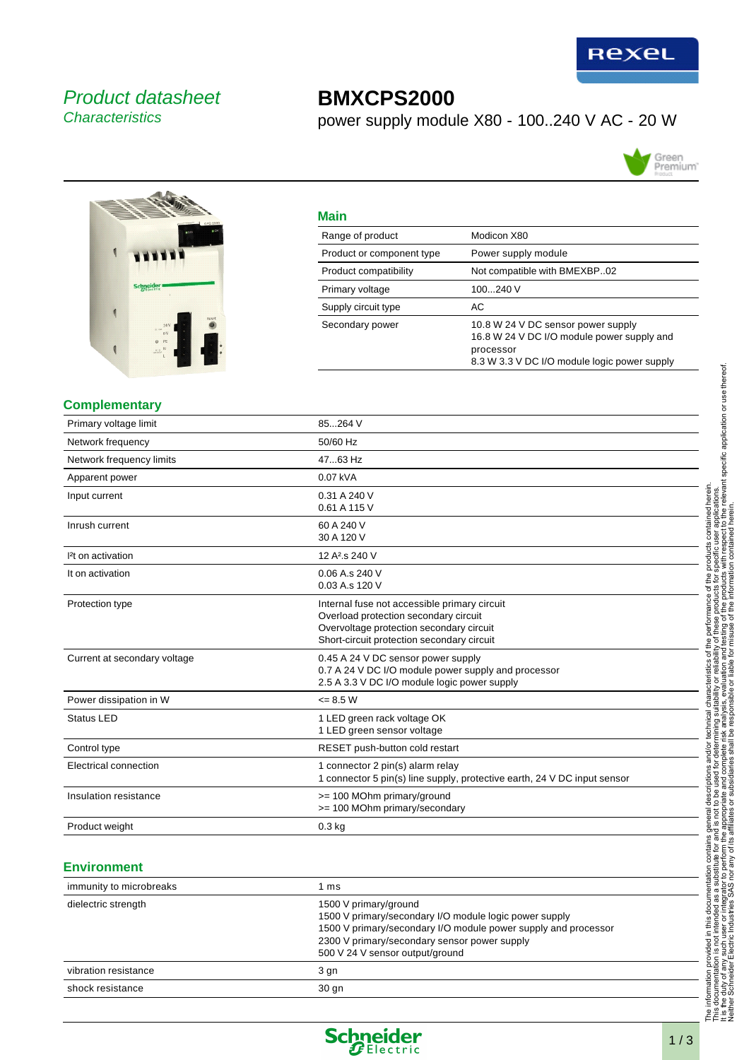*Product datasheet*
*Characteristics*

# BMXCPS2000

power supply module X80 - 100..240 V AC - 20 W

## Main

| | |
|---|---|
| Range of product | Modicon X80 |
| Product or component type | Power supply module |
| Product compatibility | Not compatible with BMEXBP..02 |
| Primary voltage | 100...240 V |
| Supply circuit type | AC |
| Secondary power | 10.8 W 24 V DC sensor power supply<br>16.8 W 24 V DC I/O module power supply and processor<br>8.3 W 3.3 V DC I/O module logic power supply |

## Complementary

| | |
|---|---|
| Primary voltage limit | 85...264 V |
| Network frequency | 50/60 Hz |
| Network frequency limits | 47...63 Hz |
| Apparent power | 0.07 kVA |
| Input current | 0.31 A 240 V<br>0.61 A 115 V |
| Inrush current | 60 A 240 V<br>30 A 120 V |
| I²t on activation | 12 A².s 240 V |
| It on activation | 0.06 A.s 240 V<br>0.03 A.s 120 V |
| Protection type | Internal fuse not accessible primary circuit<br>Overload protection secondary circuit<br>Overvoltage protection secondary circuit<br>Short-circuit protection secondary circuit |
| Current at secondary voltage | 0.45 A 24 V DC sensor power supply<br>0.7 A 24 V DC I/O module power supply and processor<br>2.5 A 3.3 V DC I/O module logic power supply |
| Power dissipation in W | <= 8.5 W |
| Status LED | 1 LED green rack voltage OK<br>1 LED green sensor voltage |
| Control type | RESET push-button cold restart |
| Electrical connection | 1 connector 2 pin(s) alarm relay<br>1 connector 5 pin(s) line supply, protective earth, 24 V DC input sensor |
| Insulation resistance | >= 100 MOhm primary/ground<br>>= 100 MOhm primary/secondary |
| Product weight | 0.3 kg |

## Environment

| | |
|---|---|
| immunity to microbreaks | 1 ms |
| dielectric strength | 1500 V primary/ground<br>1500 V primary/secondary I/O module logic power supply<br>1500 V primary/secondary I/O module power supply and processor<br>2300 V primary/secondary sensor power supply<br>500 V 24 V sensor output/ground |
| vibration resistance | 3 gn |
| shock resistance | 30 gn |

The information provided in this documentation contains general descriptions and/or technical characteristics of the performance of the products contained herein. This documentation is not intended as a substitute for and is not to be used for determining suitability or reliability of these products for specific user applications. It is the duty of any such user or integrator to perform the appropriate and complete risk analysis, evaluation and testing of the products with respect to the relevant specific application or use thereof. Neither Schneider Electric Industries SAS nor any of its affiliates or subsidiaries shall be responsible or liable for misuse of the information contained herein.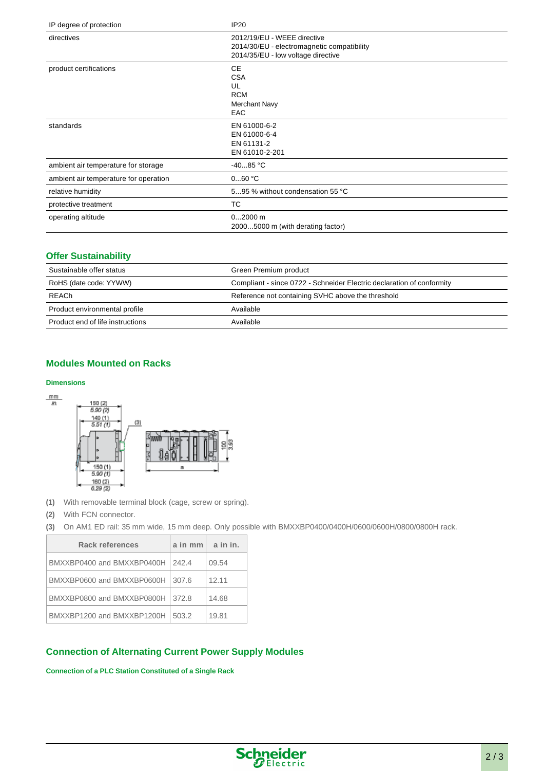| | |
|---|---|
| IP degree of protection | IP20 |
| directives | 2012/19/EU - WEEE directive<br>2014/30/EU - electromagnetic compatibility<br>2014/35/EU - low voltage directive |
| product certifications | CE<br>CSA<br>UL<br>RCM<br>Merchant Navy<br>EAC |
| standards | EN 61000-6-2<br>EN 61000-6-4<br>EN 61131-2<br>EN 61010-2-201 |
| ambient air temperature for storage | -40...85 °C |
| ambient air temperature for operation | 0...60 °C |
| relative humidity | 5...95 % without condensation 55 °C |
| protective treatment | TC |
| operating altitude | 0...2000 m<br>2000...5000 m (with derating factor) |

## Offer Sustainability

| | |
|---|---|
| Sustainable offer status | Green Premium product |
| RoHS (date code: YYWW) | Compliant - since 0722 - Schneider Electric declaration of conformity |
| REACh | Reference not containing SVHC above the threshold |
| Product environmental profile | Available |
| Product end of life instructions | Available |

## Modules Mounted on Racks

### Dimensions

mm
in.

150 (2)
5.90 (2)
140 (1)
5.51 (1)
(3)
150 (1)
5.90 (1)
160 (2)
6.29 (2)
100
3.93
a

**(1)** With removable terminal block (cage, screw or spring).

**(2)** With FCN connector.

**(3)** On AM1 ED rail: 35 mm wide, 15 mm deep. Only possible with BMXXBP0400/0400H/0600/0600H/0800/0800H rack.

| Rack references | a in mm | a in in. |
|---|---|---|
| BMXXBP0400 and BMXXBP0400H | 242.4 | 09.54 |
| BMXXBP0600 and BMXXBP0600H | 307.6 | 12.11 |
| BMXXBP0800 and BMXXBP0800H | 372.8 | 14.68 |
| BMXXBP1200 and BMXXBP1200H | 503.2 | 19.81 |

## Connection of Alternating Current Power Supply Modules

### Connection of a PLC Station Constituted of a Single Rack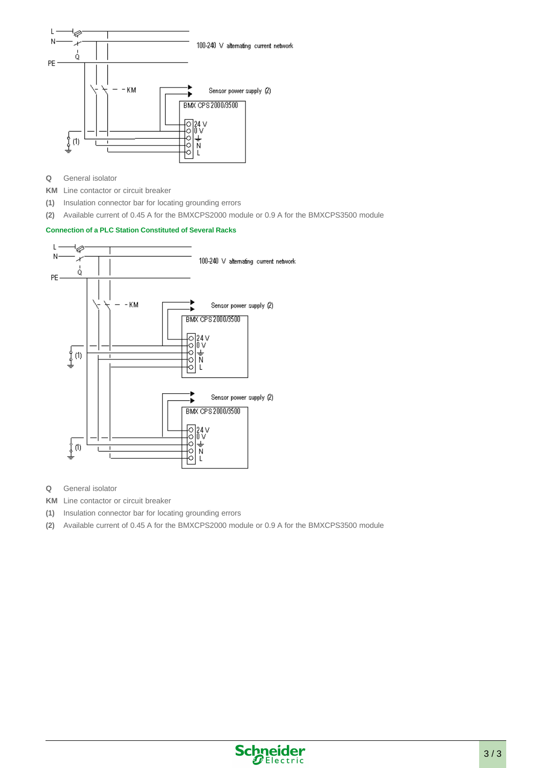L
N
Q
PE
100-240 V alternating current network
KM
Sensor power supply (2)
BMX CPS 2000/3500
24 V
0 V
N
L
(1)

**Q** General isolator

**KM** Line contactor or circuit breaker

**(1)** Insulation connector bar for locating grounding errors

**(2)** Available current of 0.45 A for the BMXCPS2000 module or 0.9 A for the BMXCPS3500 module

### Connection of a PLC Station Constituted of Several Racks

L
N
Q
PE
100-240 V alternating current network
KM
Sensor power supply (2)
BMX CPS 2000/3500
24 V
0 V
N
L
(1)
Sensor power supply (2)
BMX CPS 2000/3500
24 V
0 V
N
L
(1)

**Q** General isolator

**KM** Line contactor or circuit breaker

**(1)** Insulation connector bar for locating grounding errors

**(2)** Available current of 0.45 A for the BMXCPS2000 module or 0.9 A for the BMXCPS3500 module